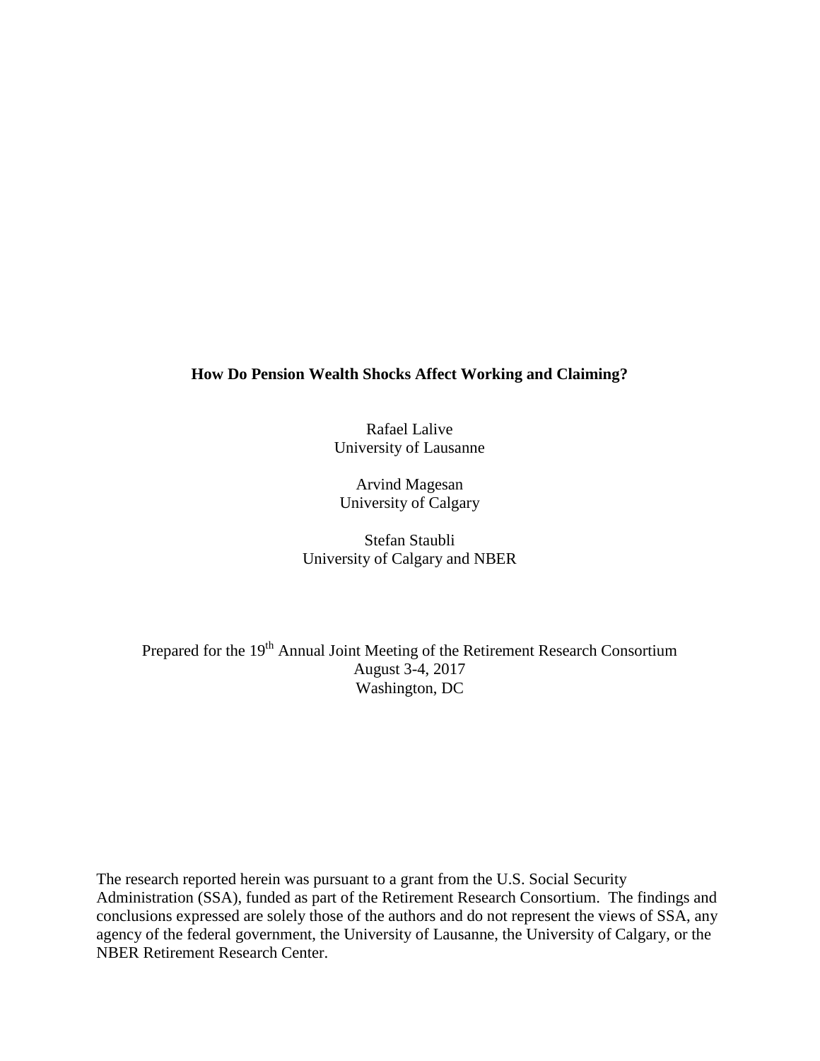# How Do Pension Wealth Shocks Affect Working and Claiming?

Rafael Lalive
University of Lausanne

Arvind Magesan
University of Calgary

Stefan Staubli
University of Calgary and NBER

Prepared for the 19th Annual Joint Meeting of the Retirement Research Consortium
August 3-4, 2017
Washington, DC

The research reported herein was pursuant to a grant from the U.S. Social Security Administration (SSA), funded as part of the Retirement Research Consortium. The findings and conclusions expressed are solely those of the authors and do not represent the views of SSA, any agency of the federal government, the University of Lausanne, the University of Calgary, or the NBER Retirement Research Center.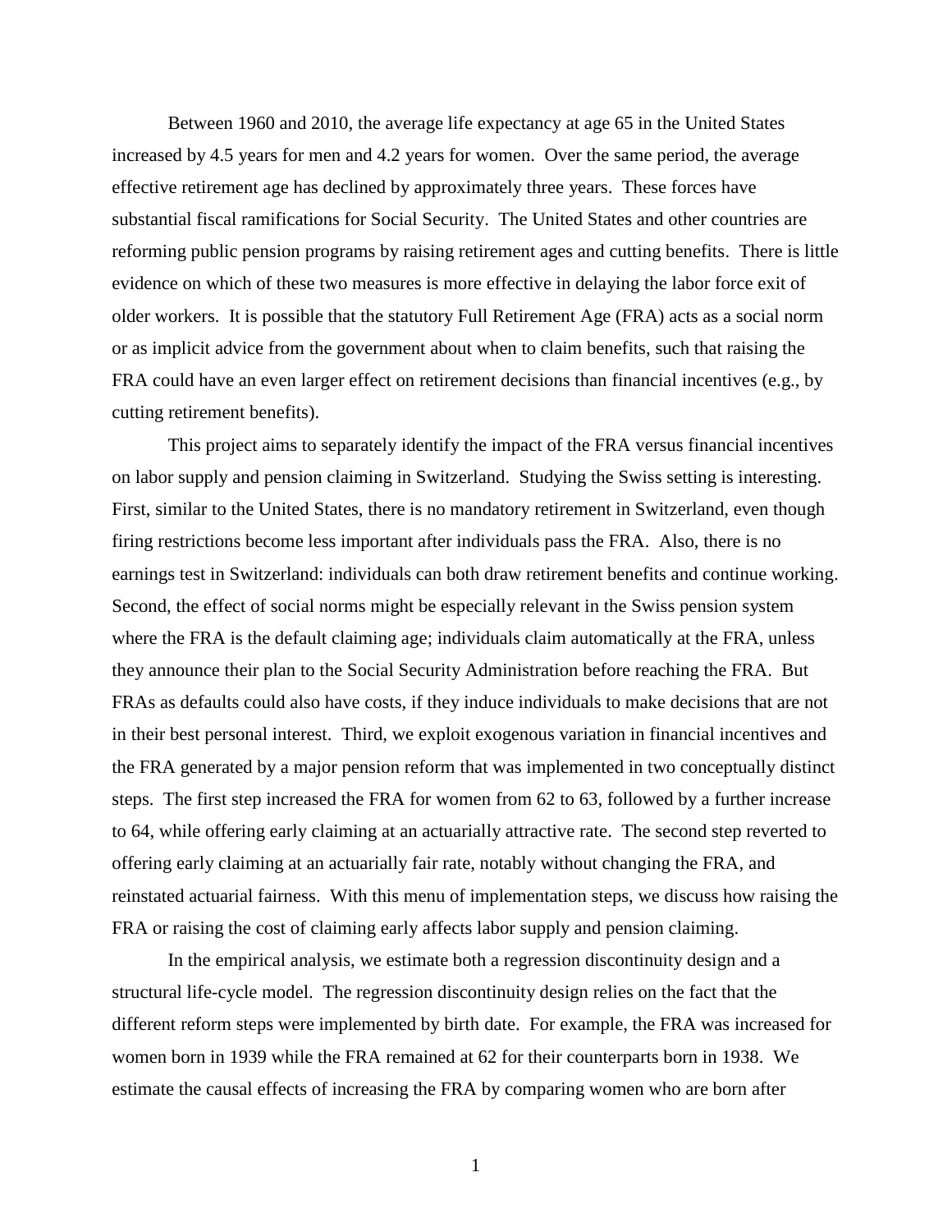Between 1960 and 2010, the average life expectancy at age 65 in the United States increased by 4.5 years for men and 4.2 years for women. Over the same period, the average effective retirement age has declined by approximately three years. These forces have substantial fiscal ramifications for Social Security. The United States and other countries are reforming public pension programs by raising retirement ages and cutting benefits. There is little evidence on which of these two measures is more effective in delaying the labor force exit of older workers. It is possible that the statutory Full Retirement Age (FRA) acts as a social norm or as implicit advice from the government about when to claim benefits, such that raising the FRA could have an even larger effect on retirement decisions than financial incentives (e.g., by cutting retirement benefits).

This project aims to separately identify the impact of the FRA versus financial incentives on labor supply and pension claiming in Switzerland. Studying the Swiss setting is interesting. First, similar to the United States, there is no mandatory retirement in Switzerland, even though firing restrictions become less important after individuals pass the FRA. Also, there is no earnings test in Switzerland: individuals can both draw retirement benefits and continue working. Second, the effect of social norms might be especially relevant in the Swiss pension system where the FRA is the default claiming age; individuals claim automatically at the FRA, unless they announce their plan to the Social Security Administration before reaching the FRA. But FRAs as defaults could also have costs, if they induce individuals to make decisions that are not in their best personal interest. Third, we exploit exogenous variation in financial incentives and the FRA generated by a major pension reform that was implemented in two conceptually distinct steps. The first step increased the FRA for women from 62 to 63, followed by a further increase to 64, while offering early claiming at an actuarially attractive rate. The second step reverted to offering early claiming at an actuarially fair rate, notably without changing the FRA, and reinstated actuarial fairness. With this menu of implementation steps, we discuss how raising the FRA or raising the cost of claiming early affects labor supply and pension claiming.

In the empirical analysis, we estimate both a regression discontinuity design and a structural life-cycle model. The regression discontinuity design relies on the fact that the different reform steps were implemented by birth date. For example, the FRA was increased for women born in 1939 while the FRA remained at 62 for their counterparts born in 1938. We estimate the causal effects of increasing the FRA by comparing women who are born after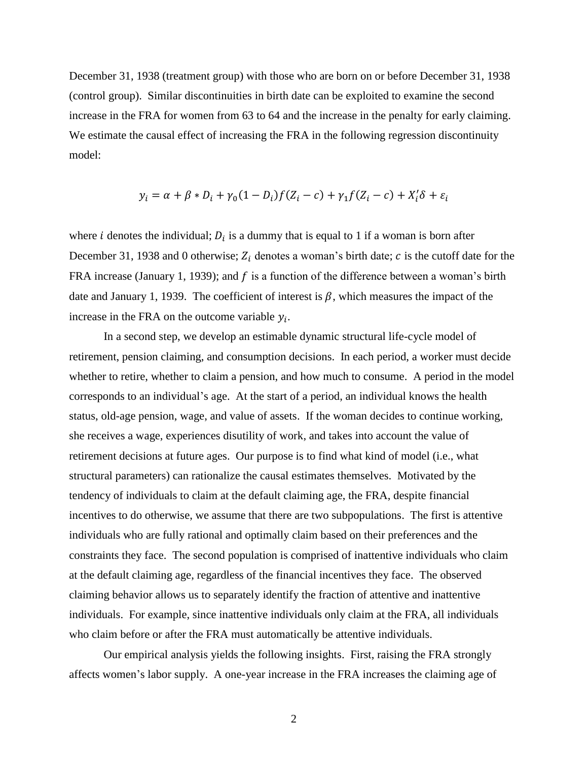December 31, 1938 (treatment group) with those who are born on or before December 31, 1938 (control group). Similar discontinuities in birth date can be exploited to examine the second increase in the FRA for women from 63 to 64 and the increase in the penalty for early claiming. We estimate the causal effect of increasing the FRA in the following regression discontinuity model:

$$y_i = \alpha + \beta * D_i + \gamma_0(1 - D_i)f(Z_i - c) + \gamma_1 f(Z_i - c) + X_i'\delta + \varepsilon_i$$

where $i$ denotes the individual; $D_i$ is a dummy that is equal to 1 if a woman is born after December 31, 1938 and 0 otherwise; $Z_i$ denotes a woman's birth date; $c$ is the cutoff date for the FRA increase (January 1, 1939); and $f$ is a function of the difference between a woman's birth date and January 1, 1939. The coefficient of interest is $\beta$, which measures the impact of the increase in the FRA on the outcome variable $y_i$.

In a second step, we develop an estimable dynamic structural life-cycle model of retirement, pension claiming, and consumption decisions. In each period, a worker must decide whether to retire, whether to claim a pension, and how much to consume. A period in the model corresponds to an individual's age. At the start of a period, an individual knows the health status, old-age pension, wage, and value of assets. If the woman decides to continue working, she receives a wage, experiences disutility of work, and takes into account the value of retirement decisions at future ages. Our purpose is to find what kind of model (i.e., what structural parameters) can rationalize the causal estimates themselves. Motivated by the tendency of individuals to claim at the default claiming age, the FRA, despite financial incentives to do otherwise, we assume that there are two subpopulations. The first is attentive individuals who are fully rational and optimally claim based on their preferences and the constraints they face. The second population is comprised of inattentive individuals who claim at the default claiming age, regardless of the financial incentives they face. The observed claiming behavior allows us to separately identify the fraction of attentive and inattentive individuals. For example, since inattentive individuals only claim at the FRA, all individuals who claim before or after the FRA must automatically be attentive individuals.

Our empirical analysis yields the following insights. First, raising the FRA strongly affects women's labor supply. A one-year increase in the FRA increases the claiming age of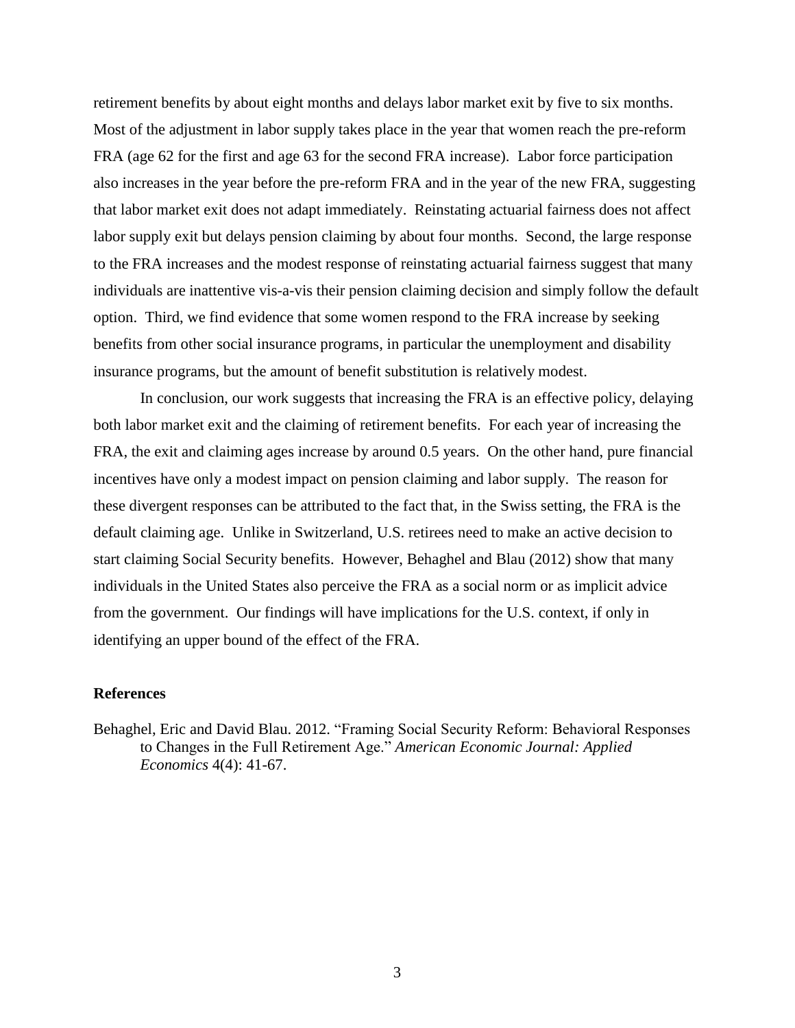retirement benefits by about eight months and delays labor market exit by five to six months. Most of the adjustment in labor supply takes place in the year that women reach the pre-reform FRA (age 62 for the first and age 63 for the second FRA increase). Labor force participation also increases in the year before the pre-reform FRA and in the year of the new FRA, suggesting that labor market exit does not adapt immediately. Reinstating actuarial fairness does not affect labor supply exit but delays pension claiming by about four months. Second, the large response to the FRA increases and the modest response of reinstating actuarial fairness suggest that many individuals are inattentive vis-a-vis their pension claiming decision and simply follow the default option. Third, we find evidence that some women respond to the FRA increase by seeking benefits from other social insurance programs, in particular the unemployment and disability insurance programs, but the amount of benefit substitution is relatively modest.

In conclusion, our work suggests that increasing the FRA is an effective policy, delaying both labor market exit and the claiming of retirement benefits. For each year of increasing the FRA, the exit and claiming ages increase by around 0.5 years. On the other hand, pure financial incentives have only a modest impact on pension claiming and labor supply. The reason for these divergent responses can be attributed to the fact that, in the Swiss setting, the FRA is the default claiming age. Unlike in Switzerland, U.S. retirees need to make an active decision to start claiming Social Security benefits. However, Behaghel and Blau (2012) show that many individuals in the United States also perceive the FRA as a social norm or as implicit advice from the government. Our findings will have implications for the U.S. context, if only in identifying an upper bound of the effect of the FRA.

**References**

Behaghel, Eric and David Blau. 2012. "Framing Social Security Reform: Behavioral Responses to Changes in the Full Retirement Age." *American Economic Journal: Applied Economics* 4(4): 41-67.